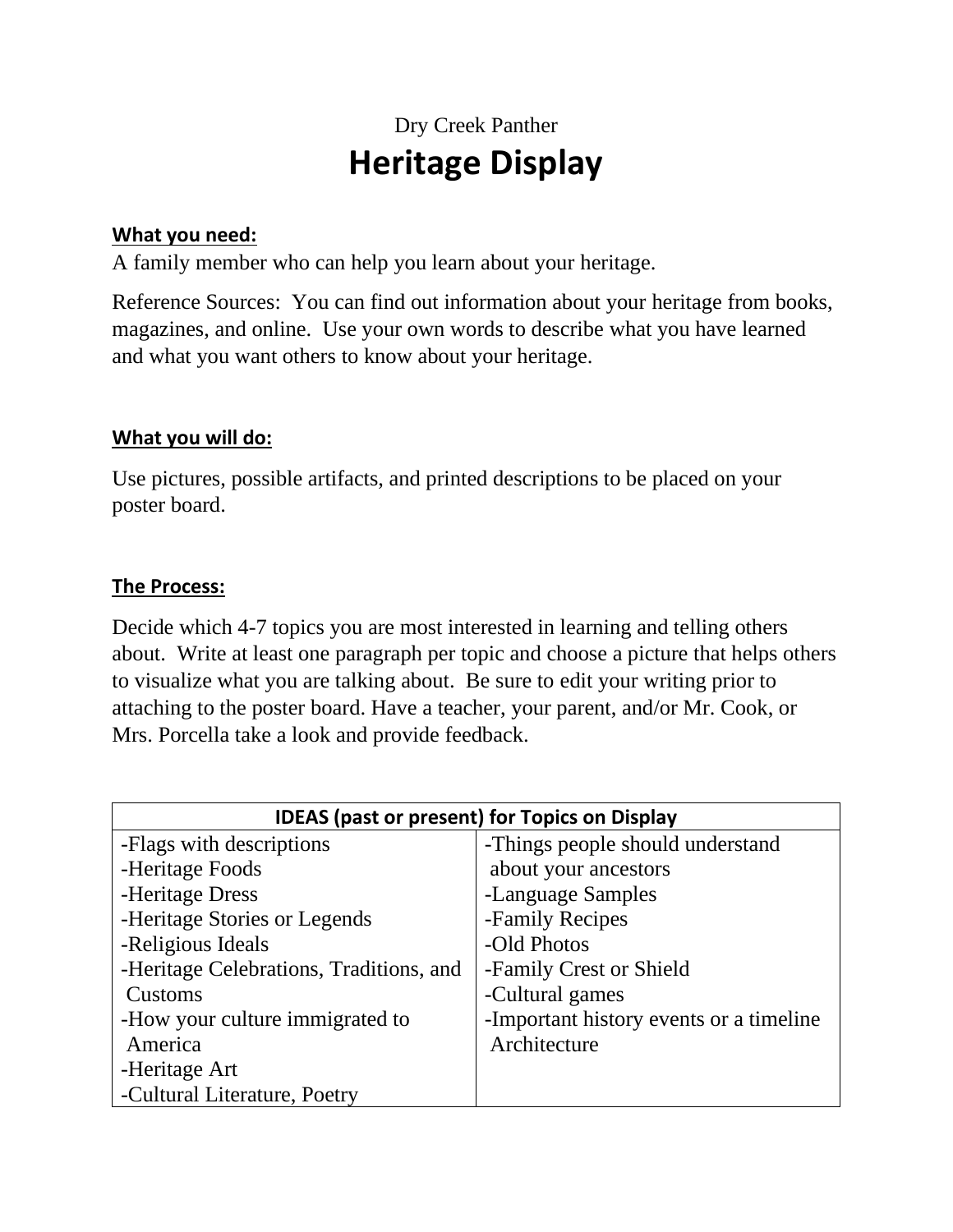Dry Creek Panther

# Heritage Display

**What you need:**

A family member who can help you learn about your heritage.

Reference Sources: You can find out information about your heritage from books, magazines, and online. Use your own words to describe what you have learned and what you want others to know about your heritage.

**What you will do:**

Use pictures, possible artifacts, and printed descriptions to be placed on your poster board.

**The Process:**

Decide which 4-7 topics you are most interested in learning and telling others about. Write at least one paragraph per topic and choose a picture that helps others to visualize what you are talking about. Be sure to edit your writing prior to attaching to the poster board. Have a teacher, your parent, and/or Mr. Cook, or Mrs. Porcella take a look and provide feedback.

| IDEAS (past or present) for Topics on Display | |
|---|---|
| -Flags with descriptions<br>-Heritage Foods<br>-Heritage Dress<br>-Heritage Stories or Legends<br>-Religious Ideals<br>-Heritage Celebrations, Traditions, and Customs<br>-How your culture immigrated to America<br>-Heritage Art<br>-Cultural Literature, Poetry | -Things people should understand about your ancestors<br>-Language Samples<br>-Family Recipes<br>-Old Photos<br>-Family Crest or Shield<br>-Cultural games<br>-Important history events or a timeline Architecture |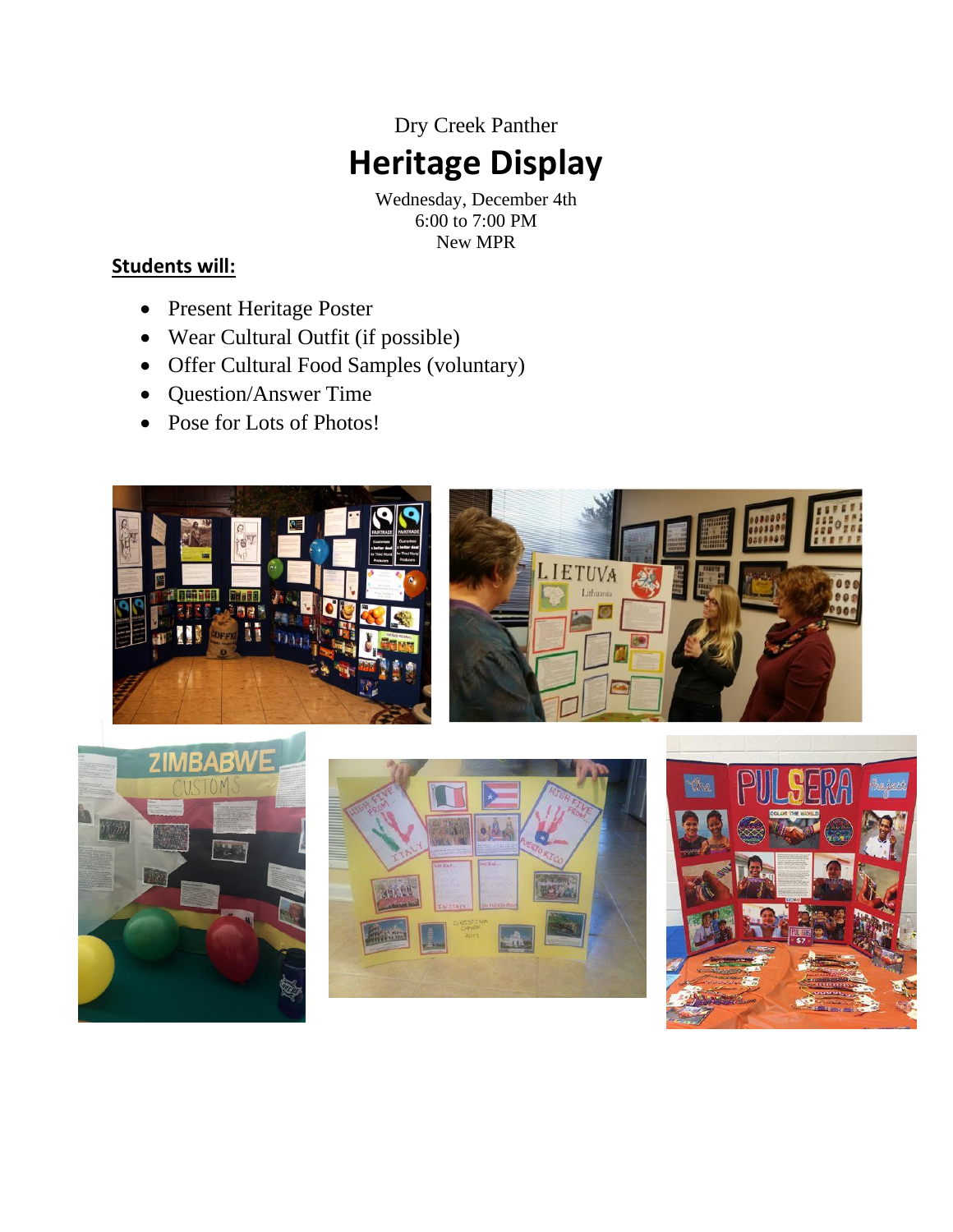Dry Creek Panther

# Heritage Display

Wednesday, December 4th
6:00 to 7:00 PM
New MPR

**Students will:**

- Present Heritage Poster
- Wear Cultural Outfit (if possible)
- Offer Cultural Food Samples (voluntary)
- Question/Answer Time
- Pose for Lots of Photos!